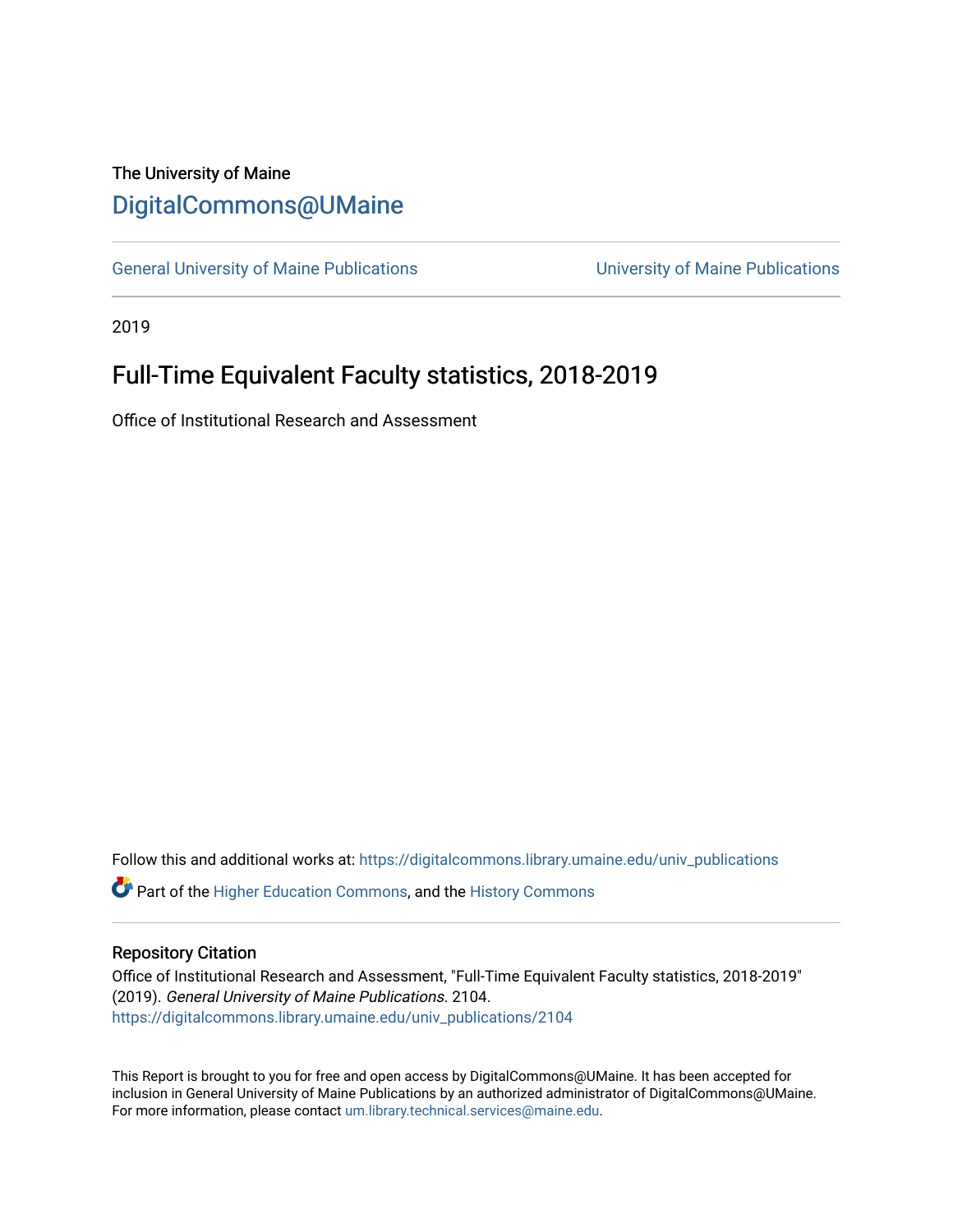The University of Maine

# DigitalCommons@UMaine

General University of Maine Publications | University of Maine Publications

2019

## Full-Time Equivalent Faculty statistics, 2018-2019

Office of Institutional Research and Assessment

Follow this and additional works at: https://digitalcommons.library.umaine.edu/univ_publications

Part of the Higher Education Commons, and the History Commons

### Repository Citation

Office of Institutional Research and Assessment, "Full-Time Equivalent Faculty statistics, 2018-2019" (2019). *General University of Maine Publications*. 2104.
https://digitalcommons.library.umaine.edu/univ_publications/2104

This Report is brought to you for free and open access by DigitalCommons@UMaine. It has been accepted for inclusion in General University of Maine Publications by an authorized administrator of DigitalCommons@UMaine. For more information, please contact um.library.technical.services@maine.edu.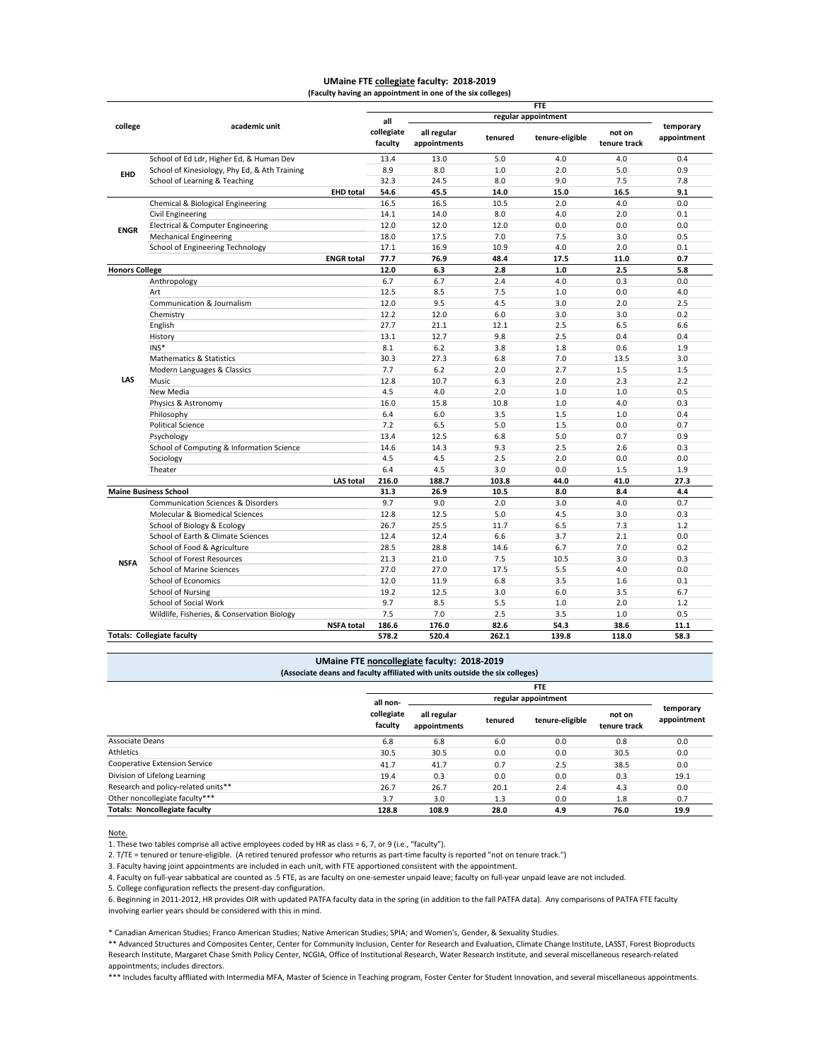## UMaine FTE collegiate faculty: 2018-2019

(Faculty having an appointment in one of the six colleges)

| college | academic unit | | FTE | | | | | |
|---|---|---|---|---|---|---|---|---|
| | | | all collegiate faculty | regular appointment | | | | temporary appointment |
| | | | | all regular appointments | tenured | tenure-eligible | not on tenure track | |
| EHD | School of Ed Ldr, Higher Ed, & Human Dev | | 13.4 | 13.0 | 5.0 | 4.0 | 4.0 | 0.4 |
| | School of Kinesiology, Phy Ed, & Ath Training | | 8.9 | 8.0 | 1.0 | 2.0 | 5.0 | 0.9 |
| | School of Learning & Teaching | | 32.3 | 24.5 | 8.0 | 9.0 | 7.5 | 7.8 |
| | | **EHD total** | **54.6** | **45.5** | **14.0** | **15.0** | **16.5** | **9.1** |
| ENGR | Chemical & Biological Engineering | | 16.5 | 16.5 | 10.5 | 2.0 | 4.0 | 0.0 |
| | Civil Engineering | | 14.1 | 14.0 | 8.0 | 4.0 | 2.0 | 0.1 |
| | Electrical & Computer Engineering | | 12.0 | 12.0 | 12.0 | 0.0 | 0.0 | 0.0 |
| | Mechanical Engineering | | 18.0 | 17.5 | 7.0 | 7.5 | 3.0 | 0.5 |
| | School of Engineering Technology | | 17.1 | 16.9 | 10.9 | 4.0 | 2.0 | 0.1 |
| | | **ENGR total** | **77.7** | **76.9** | **48.4** | **17.5** | **11.0** | **0.7** |
| **Honors College** | | | **12.0** | **6.3** | **2.8** | **1.0** | **2.5** | **5.8** |
| LAS | Anthropology | | 6.7 | 6.7 | 2.4 | 4.0 | 0.3 | 0.0 |
| | Art | | 12.5 | 8.5 | 7.5 | 1.0 | 0.0 | 4.0 |
| | Communication & Journalism | | 12.0 | 9.5 | 4.5 | 3.0 | 2.0 | 2.5 |
| | Chemistry | | 12.2 | 12.0 | 6.0 | 3.0 | 3.0 | 0.2 |
| | English | | 27.7 | 21.1 | 12.1 | 2.5 | 6.5 | 6.6 |
| | History | | 13.1 | 12.7 | 9.8 | 2.5 | 0.4 | 0.4 |
| | INS* | | 8.1 | 6.2 | 3.8 | 1.8 | 0.6 | 1.9 |
| | Mathematics & Statistics | | 30.3 | 27.3 | 6.8 | 7.0 | 13.5 | 3.0 |
| | Modern Languages & Classics | | 7.7 | 6.2 | 2.0 | 2.7 | 1.5 | 1.5 |
| | Music | | 12.8 | 10.7 | 6.3 | 2.0 | 2.3 | 2.2 |
| | New Media | | 4.5 | 4.0 | 2.0 | 1.0 | 1.0 | 0.5 |
| | Physics & Astronomy | | 16.0 | 15.8 | 10.8 | 1.0 | 4.0 | 0.3 |
| | Philosophy | | 6.4 | 6.0 | 3.5 | 1.5 | 1.0 | 0.4 |
| | Political Science | | 7.2 | 6.5 | 5.0 | 1.5 | 0.0 | 0.7 |
| | Psychology | | 13.4 | 12.5 | 6.8 | 5.0 | 0.7 | 0.9 |
| | School of Computing & Information Science | | 14.6 | 14.3 | 9.3 | 2.5 | 2.6 | 0.3 |
| | Sociology | | 4.5 | 4.5 | 2.5 | 2.0 | 0.0 | 0.0 |
| | Theater | | 6.4 | 4.5 | 3.0 | 0.0 | 1.5 | 1.9 |
| | | **LAS total** | **216.0** | **188.7** | **103.8** | **44.0** | **41.0** | **27.3** |
| **Maine Business School** | | | **31.3** | **26.9** | **10.5** | **8.0** | **8.4** | **4.4** |
| NSFA | Communication Sciences & Disorders | | 9.7 | 9.0 | 2.0 | 3.0 | 4.0 | 0.7 |
| | Molecular & Biomedical Sciences | | 12.8 | 12.5 | 5.0 | 4.5 | 3.0 | 0.3 |
| | School of Biology & Ecology | | 26.7 | 25.5 | 11.7 | 6.5 | 7.3 | 1.2 |
| | School of Earth & Climate Sciences | | 12.4 | 12.4 | 6.6 | 3.7 | 2.1 | 0.0 |
| | School of Food & Agriculture | | 28.5 | 28.8 | 14.6 | 6.7 | 7.0 | 0.2 |
| | School of Forest Resources | | 21.3 | 21.0 | 7.5 | 10.5 | 3.0 | 0.3 |
| | School of Marine Sciences | | 27.0 | 27.0 | 17.5 | 5.5 | 4.0 | 0.0 |
| | School of Economics | | 12.0 | 11.9 | 6.8 | 3.5 | 1.6 | 0.1 |
| | School of Nursing | | 19.2 | 12.5 | 3.0 | 6.0 | 3.5 | 6.7 |
| | School of Social Work | | 9.7 | 8.5 | 5.5 | 1.0 | 2.0 | 1.2 |
| | Wildlife, Fisheries, & Conservation Biology | | 7.5 | 7.0 | 2.5 | 3.5 | 1.0 | 0.5 |
| | | **NSFA total** | **186.6** | **176.0** | **82.6** | **54.3** | **38.6** | **11.1** |
| **Totals: Collegiate faculty** | | | **578.2** | **520.4** | **262.1** | **139.8** | **118.0** | **58.3** |

## UMaine FTE noncollegiate faculty: 2018-2019

(Associate deans and faculty affiliated with units outside the six colleges)

| | FTE | | | | | |
|---|---|---|---|---|---|---|
| | all non-collegiate faculty | regular appointment | | | | temporary appointment |
| | | all regular appointments | tenured | tenure-eligible | not on tenure track | |
| Associate Deans | 6.8 | 6.8 | 6.0 | 0.0 | 0.8 | 0.0 |
| Athletics | 30.5 | 30.5 | 0.0 | 0.0 | 30.5 | 0.0 |
| Cooperative Extension Service | 41.7 | 41.7 | 0.7 | 2.5 | 38.5 | 0.0 |
| Division of Lifelong Learning | 19.4 | 0.3 | 0.0 | 0.0 | 0.3 | 19.1 |
| Research and policy-related units** | 26.7 | 26.7 | 20.1 | 2.4 | 4.3 | 0.0 |
| Other noncollegiate faculty*** | 3.7 | 3.0 | 1.3 | 0.0 | 1.8 | 0.7 |
| **Totals: Noncollegiate faculty** | **128.8** | **108.9** | **28.0** | **4.9** | **76.0** | **19.9** |

Note.

1. These two tables comprise all active employees coded by HR as class = 6, 7, or 9 (i.e., "faculty").
2. T/TE = tenured or tenure-eligible. (A retired tenured professor who returns as part-time faculty is reported "not on tenure track.")
3. Faculty having joint appointments are included in each unit, with FTE apportioned consistent with the appointment.
4. Faculty on full-year sabbatical are counted as .5 FTE, as are faculty on one-semester unpaid leave; faculty on full-year unpaid leave are not included.
5. College configuration reflects the present-day configuration.
6. Beginning in 2011-2012, HR provides OIR with updated PATFA faculty data in the spring (in addition to the fall PATFA data). Any comparisons of PATFA FTE faculty involving earlier years should be considered with this in mind.

\* Canadian American Studies; Franco American Studies; Native American Studies; SPIA; and Women's, Gender, & Sexuality Studies.

\*\* Advanced Structures and Composites Center, Center for Community Inclusion, Center for Research and Evaluation, Climate Change Institute, LASST, Forest Bioproducts Research Institute, Margaret Chase Smith Policy Center, NCGIA, Office of Institutional Research, Water Research Institute, and several miscellaneous research-related appointments; includes directors.

\*\*\* Includes faculty affliated with Intermedia MFA, Master of Science in Teaching program, Foster Center for Student Innovation, and several miscellaneous appointments.